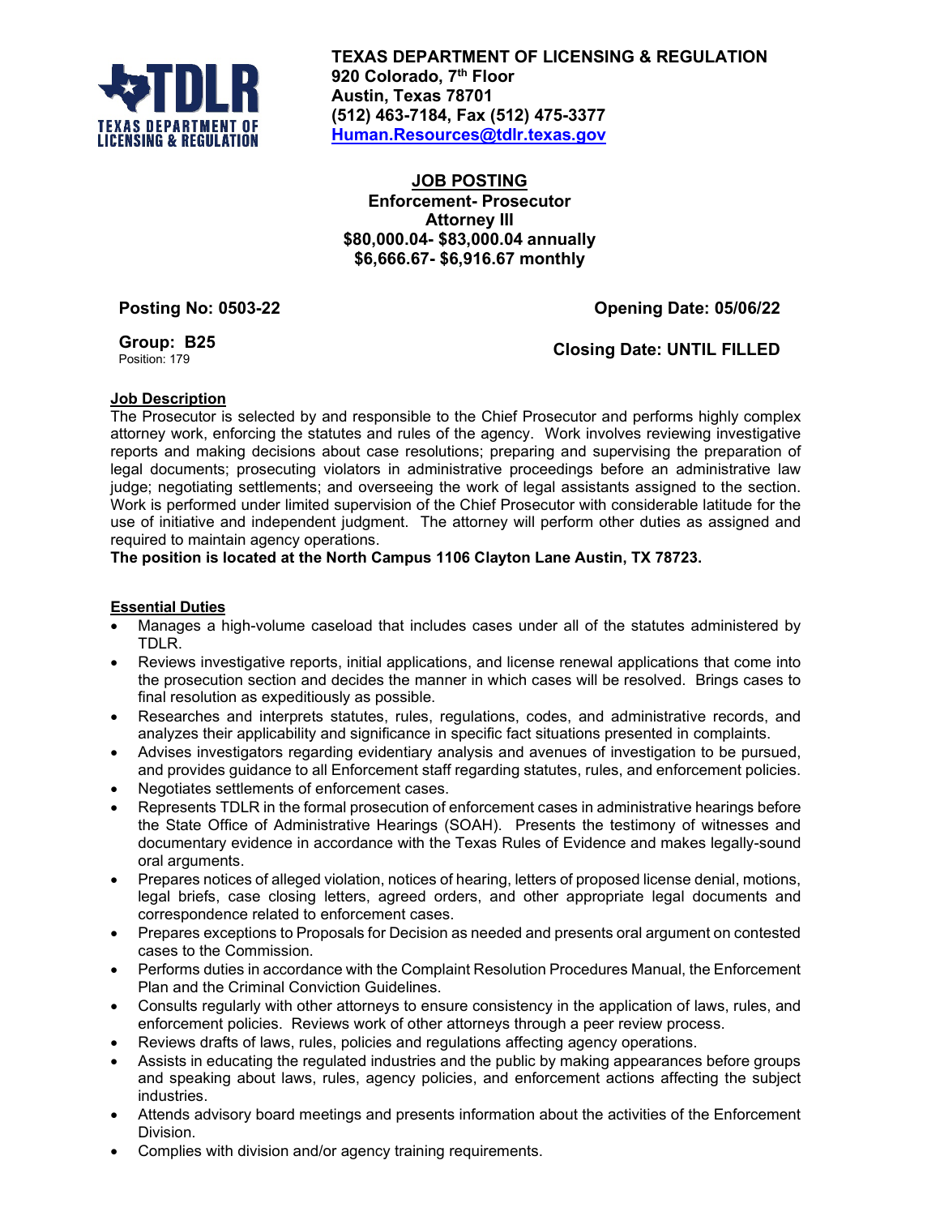**TEXAS DEPARTMENT OF LICENSING & REGULATION**
**920 Colorado, 7th Floor**
**Austin, Texas 78701**
**(512) 463-7184, Fax (512) 475-3377**
**Human.Resources@tdlr.texas.gov**

# JOB POSTING

## Enforcement- Prosecutor
## Attorney III
## $80,000.04- $83,000.04 annually
## $6,666.67- $6,916.67 monthly

**Posting No: 0503-22**

**Opening Date: 05/06/22**

**Group: B25**
Position: 179

**Closing Date: UNTIL FILLED**

### Job Description

The Prosecutor is selected by and responsible to the Chief Prosecutor and performs highly complex attorney work, enforcing the statutes and rules of the agency. Work involves reviewing investigative reports and making decisions about case resolutions; preparing and supervising the preparation of legal documents; prosecuting violators in administrative proceedings before an administrative law judge; negotiating settlements; and overseeing the work of legal assistants assigned to the section. Work is performed under limited supervision of the Chief Prosecutor with considerable latitude for the use of initiative and independent judgment. The attorney will perform other duties as assigned and required to maintain agency operations.

**The position is located at the North Campus 1106 Clayton Lane Austin, TX 78723.**

### Essential Duties

- Manages a high-volume caseload that includes cases under all of the statutes administered by TDLR.
- Reviews investigative reports, initial applications, and license renewal applications that come into the prosecution section and decides the manner in which cases will be resolved. Brings cases to final resolution as expeditiously as possible.
- Researches and interprets statutes, rules, regulations, codes, and administrative records, and analyzes their applicability and significance in specific fact situations presented in complaints.
- Advises investigators regarding evidentiary analysis and avenues of investigation to be pursued, and provides guidance to all Enforcement staff regarding statutes, rules, and enforcement policies.
- Negotiates settlements of enforcement cases.
- Represents TDLR in the formal prosecution of enforcement cases in administrative hearings before the State Office of Administrative Hearings (SOAH). Presents the testimony of witnesses and documentary evidence in accordance with the Texas Rules of Evidence and makes legally-sound oral arguments.
- Prepares notices of alleged violation, notices of hearing, letters of proposed license denial, motions, legal briefs, case closing letters, agreed orders, and other appropriate legal documents and correspondence related to enforcement cases.
- Prepares exceptions to Proposals for Decision as needed and presents oral argument on contested cases to the Commission.
- Performs duties in accordance with the Complaint Resolution Procedures Manual, the Enforcement Plan and the Criminal Conviction Guidelines.
- Consults regularly with other attorneys to ensure consistency in the application of laws, rules, and enforcement policies. Reviews work of other attorneys through a peer review process.
- Reviews drafts of laws, rules, policies and regulations affecting agency operations.
- Assists in educating the regulated industries and the public by making appearances before groups and speaking about laws, rules, agency policies, and enforcement actions affecting the subject industries.
- Attends advisory board meetings and presents information about the activities of the Enforcement Division.
- Complies with division and/or agency training requirements.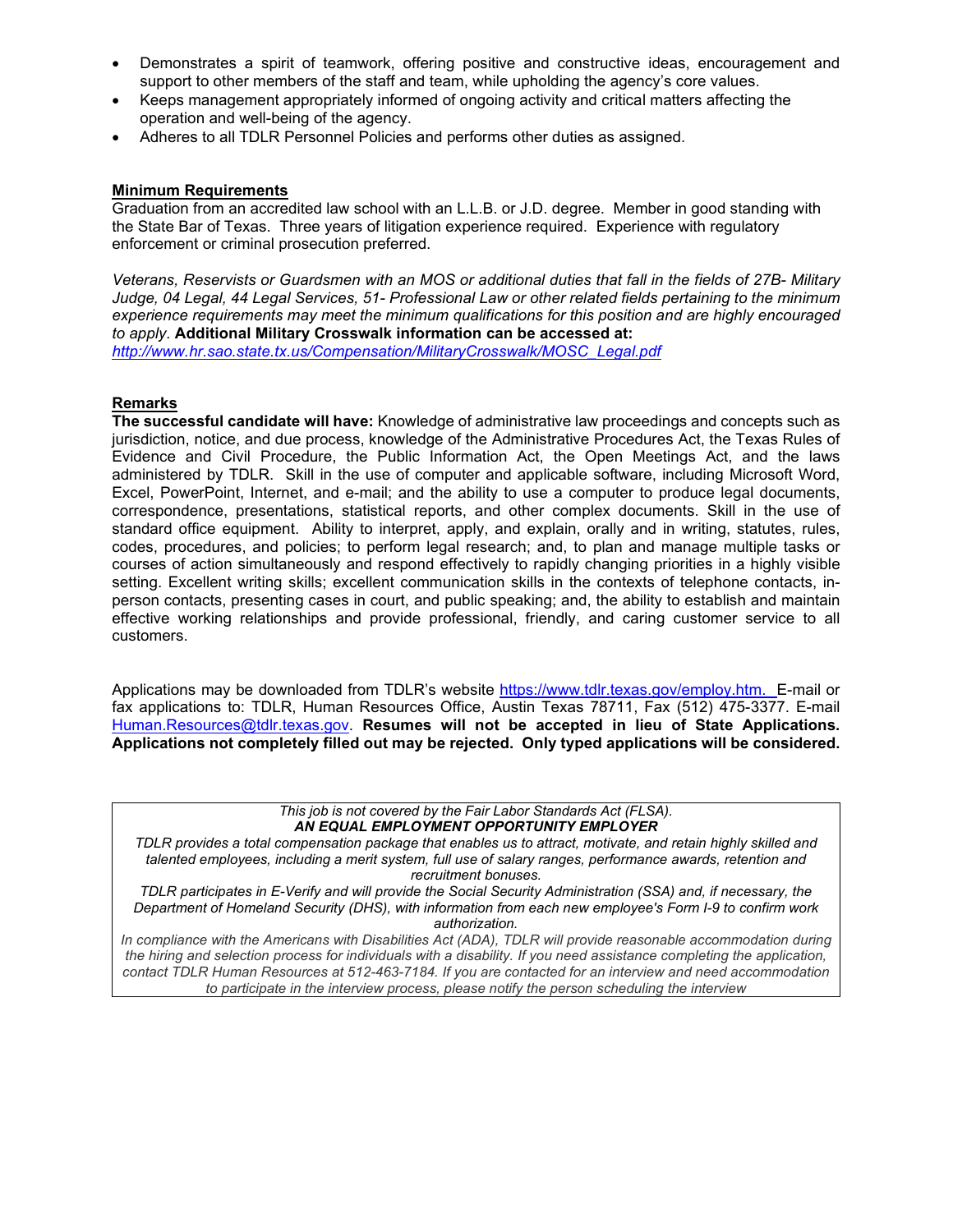- Demonstrates a spirit of teamwork, offering positive and constructive ideas, encouragement and support to other members of the staff and team, while upholding the agency's core values.
- Keeps management appropriately informed of ongoing activity and critical matters affecting the operation and well-being of the agency.
- Adheres to all TDLR Personnel Policies and performs other duties as assigned.

## Minimum Requirements

Graduation from an accredited law school with an L.L.B. or J.D. degree. Member in good standing with the State Bar of Texas. Three years of litigation experience required. Experience with regulatory enforcement or criminal prosecution preferred.

*Veterans, Reservists or Guardsmen with an MOS or additional duties that fall in the fields of 27B- Military Judge, 04 Legal, 44 Legal Services, 51- Professional Law or other related fields pertaining to the minimum experience requirements may meet the minimum qualifications for this position and are highly encouraged to apply.* **Additional Military Crosswalk information can be accessed at:** *http://www.hr.sao.state.tx.us/Compensation/MilitaryCrosswalk/MOSC_Legal.pdf*

## Remarks

**The successful candidate will have:** Knowledge of administrative law proceedings and concepts such as jurisdiction, notice, and due process, knowledge of the Administrative Procedures Act, the Texas Rules of Evidence and Civil Procedure, the Public Information Act, the Open Meetings Act, and the laws administered by TDLR. Skill in the use of computer and applicable software, including Microsoft Word, Excel, PowerPoint, Internet, and e-mail; and the ability to use a computer to produce legal documents, correspondence, presentations, statistical reports, and other complex documents. Skill in the use of standard office equipment. Ability to interpret, apply, and explain, orally and in writing, statutes, rules, codes, procedures, and policies; to perform legal research; and, to plan and manage multiple tasks or courses of action simultaneously and respond effectively to rapidly changing priorities in a highly visible setting. Excellent writing skills; excellent communication skills in the contexts of telephone contacts, in-person contacts, presenting cases in court, and public speaking; and, the ability to establish and maintain effective working relationships and provide professional, friendly, and caring customer service to all customers.

Applications may be downloaded from TDLR's website https://www.tdlr.texas.gov/employ.htm. E-mail or fax applications to: TDLR, Human Resources Office, Austin Texas 78711, Fax (512) 475-3377. E-mail Human.Resources@tdlr.texas.gov. **Resumes will not be accepted in lieu of State Applications. Applications not completely filled out may be rejected. Only typed applications will be considered.**

*This job is not covered by the Fair Labor Standards Act (FLSA).*

***AN EQUAL EMPLOYMENT OPPORTUNITY EMPLOYER***

*TDLR provides a total compensation package that enables us to attract, motivate, and retain highly skilled and talented employees, including a merit system, full use of salary ranges, performance awards, retention and recruitment bonuses.*

*TDLR participates in E-Verify and will provide the Social Security Administration (SSA) and, if necessary, the Department of Homeland Security (DHS), with information from each new employee's Form I-9 to confirm work authorization.*

*In compliance with the Americans with Disabilities Act (ADA), TDLR will provide reasonable accommodation during the hiring and selection process for individuals with a disability. If you need assistance completing the application, contact TDLR Human Resources at 512-463-7184. If you are contacted for an interview and need accommodation to participate in the interview process, please notify the person scheduling the interview*